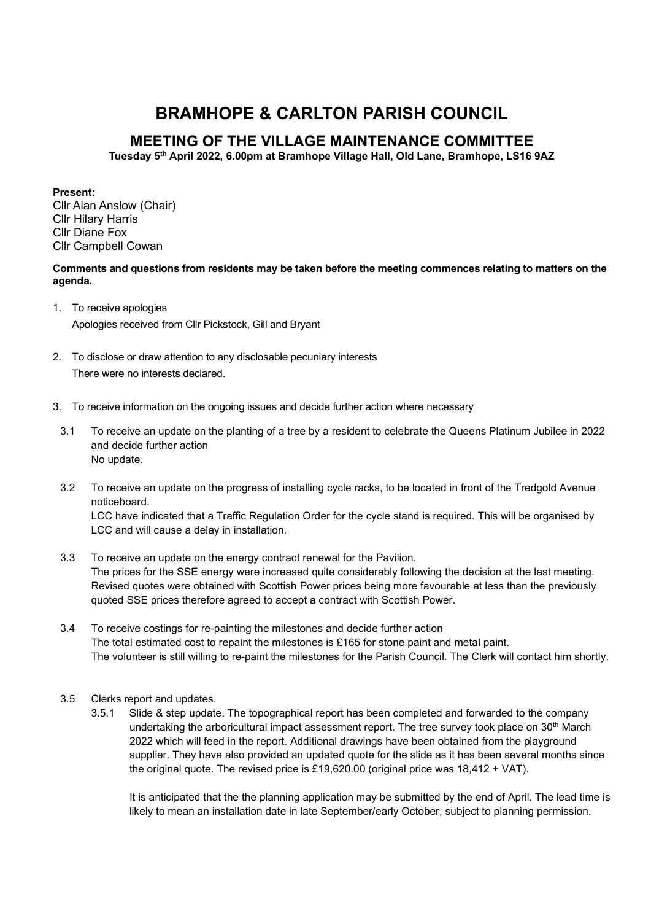# BRAMHOPE & CARLTON PARISH COUNCIL

## MEETING OF THE VILLAGE MAINTENANCE COMMITTEE

**Tuesday 5th April 2022, 6.00pm at Bramhope Village Hall, Old Lane, Bramhope, LS16 9AZ**

**Present:**
Cllr Alan Anslow (Chair)
Cllr Hilary Harris
Cllr Diane Fox
Cllr Campbell Cowan

**Comments and questions from residents may be taken before the meeting commences relating to matters on the agenda.**

1. To receive apologies
   Apologies received from Cllr Pickstock, Gill and Bryant

2. To disclose or draw attention to any disclosable pecuniary interests
   There were no interests declared.

3. To receive information on the ongoing issues and decide further action where necessary

   3.1 To receive an update on the planting of a tree by a resident to celebrate the Queens Platinum Jubilee in 2022 and decide further action
   No update.

   3.2 To receive an update on the progress of installing cycle racks, to be located in front of the Tredgold Avenue noticeboard.
   LCC have indicated that a Traffic Regulation Order for the cycle stand is required. This will be organised by LCC and will cause a delay in installation.

   3.3 To receive an update on the energy contract renewal for the Pavilion.
   The prices for the SSE energy were increased quite considerably following the decision at the last meeting. Revised quotes were obtained with Scottish Power prices being more favourable at less than the previously quoted SSE prices therefore agreed to accept a contract with Scottish Power.

   3.4 To receive costings for re-painting the milestones and decide further action
   The total estimated cost to repaint the milestones is £165 for stone paint and metal paint.
   The volunteer is still willing to re-paint the milestones for the Parish Council. The Clerk will contact him shortly.

   3.5 Clerks report and updates.

   3.5.1 Slide & step update. The topographical report has been completed and forwarded to the company undertaking the arboricultural impact assessment report. The tree survey took place on 30th March 2022 which will feed in the report. Additional drawings have been obtained from the playground supplier. They have also provided an updated quote for the slide as it has been several months since the original quote. The revised price is £19,620.00 (original price was 18,412 + VAT).

   It is anticipated that the the planning application may be submitted by the end of April. The lead time is likely to mean an installation date in late September/early October, subject to planning permission.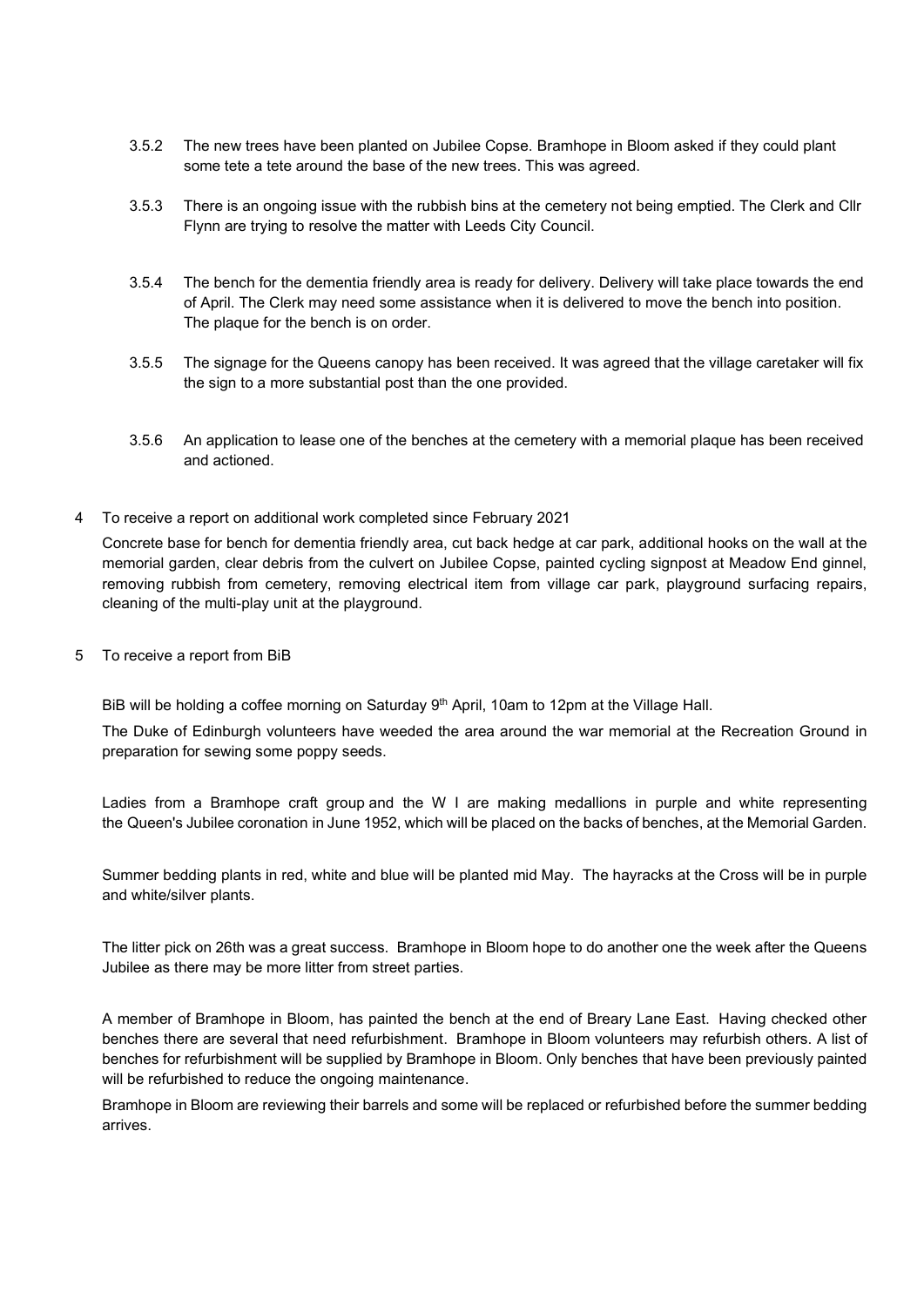3.5.2 The new trees have been planted on Jubilee Copse. Bramhope in Bloom asked if they could plant some tete a tete around the base of the new trees. This was agreed.

3.5.3 There is an ongoing issue with the rubbish bins at the cemetery not being emptied. The Clerk and Cllr Flynn are trying to resolve the matter with Leeds City Council.

3.5.4 The bench for the dementia friendly area is ready for delivery. Delivery will take place towards the end of April. The Clerk may need some assistance when it is delivered to move the bench into position. The plaque for the bench is on order.

3.5.5 The signage for the Queens canopy has been received. It was agreed that the village caretaker will fix the sign to a more substantial post than the one provided.

3.5.6 An application to lease one of the benches at the cemetery with a memorial plaque has been received and actioned.

4 To receive a report on additional work completed since February 2021

Concrete base for bench for dementia friendly area, cut back hedge at car park, additional hooks on the wall at the memorial garden, clear debris from the culvert on Jubilee Copse, painted cycling signpost at Meadow End ginnel, removing rubbish from cemetery, removing electrical item from village car park, playground surfacing repairs, cleaning of the multi-play unit at the playground.

5 To receive a report from BiB

BiB will be holding a coffee morning on Saturday 9th April, 10am to 12pm at the Village Hall.

The Duke of Edinburgh volunteers have weeded the area around the war memorial at the Recreation Ground in preparation for sewing some poppy seeds.

Ladies from a Bramhope craft group and the W I are making medallions in purple and white representing the Queen's Jubilee coronation in June 1952, which will be placed on the backs of benches, at the Memorial Garden.

Summer bedding plants in red, white and blue will be planted mid May. The hayracks at the Cross will be in purple and white/silver plants.

The litter pick on 26th was a great success. Bramhope in Bloom hope to do another one the week after the Queens Jubilee as there may be more litter from street parties.

A member of Bramhope in Bloom, has painted the bench at the end of Breary Lane East. Having checked other benches there are several that need refurbishment. Bramhope in Bloom volunteers may refurbish others. A list of benches for refurbishment will be supplied by Bramhope in Bloom. Only benches that have been previously painted will be refurbished to reduce the ongoing maintenance.

Bramhope in Bloom are reviewing their barrels and some will be replaced or refurbished before the summer bedding arrives.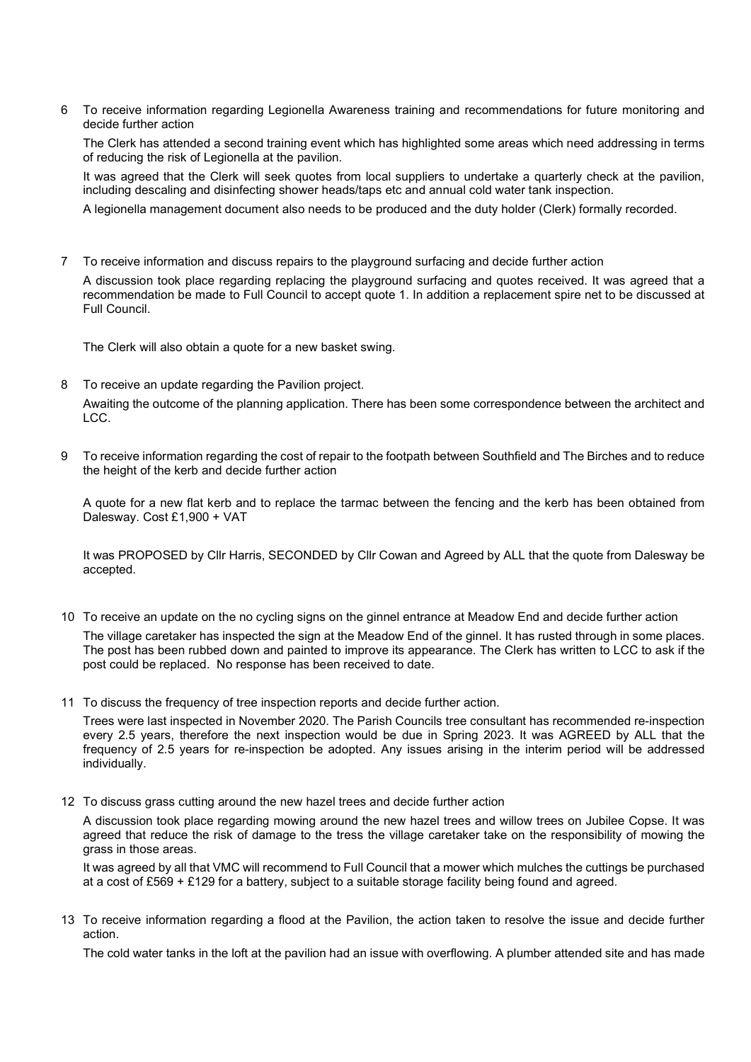6 To receive information regarding Legionella Awareness training and recommendations for future monitoring and decide further action

The Clerk has attended a second training event which has highlighted some areas which need addressing in terms of reducing the risk of Legionella at the pavilion.

It was agreed that the Clerk will seek quotes from local suppliers to undertake a quarterly check at the pavilion, including descaling and disinfecting shower heads/taps etc and annual cold water tank inspection.

A legionella management document also needs to be produced and the duty holder (Clerk) formally recorded.

7 To receive information and discuss repairs to the playground surfacing and decide further action

A discussion took place regarding replacing the playground surfacing and quotes received. It was agreed that a recommendation be made to Full Council to accept quote 1. In addition a replacement spire net to be discussed at Full Council.

The Clerk will also obtain a quote for a new basket swing.

8 To receive an update regarding the Pavilion project.

Awaiting the outcome of the planning application. There has been some correspondence between the architect and LCC.

9 To receive information regarding the cost of repair to the footpath between Southfield and The Birches and to reduce the height of the kerb and decide further action

A quote for a new flat kerb and to replace the tarmac between the fencing and the kerb has been obtained from Dalesway. Cost £1,900 + VAT

It was PROPOSED by Cllr Harris, SECONDED by Cllr Cowan and Agreed by ALL that the quote from Dalesway be accepted.

10 To receive an update on the no cycling signs on the ginnel entrance at Meadow End and decide further action

The village caretaker has inspected the sign at the Meadow End of the ginnel. It has rusted through in some places. The post has been rubbed down and painted to improve its appearance. The Clerk has written to LCC to ask if the post could be replaced. No response has been received to date.

11 To discuss the frequency of tree inspection reports and decide further action.

Trees were last inspected in November 2020. The Parish Councils tree consultant has recommended re-inspection every 2.5 years, therefore the next inspection would be due in Spring 2023. It was AGREED by ALL that the frequency of 2.5 years for re-inspection be adopted. Any issues arising in the interim period will be addressed individually.

12 To discuss grass cutting around the new hazel trees and decide further action

A discussion took place regarding mowing around the new hazel trees and willow trees on Jubilee Copse. It was agreed that reduce the risk of damage to the tress the village caretaker take on the responsibility of mowing the grass in those areas.

It was agreed by all that VMC will recommend to Full Council that a mower which mulches the cuttings be purchased at a cost of £569 + £129 for a battery, subject to a suitable storage facility being found and agreed.

13 To receive information regarding a flood at the Pavilion, the action taken to resolve the issue and decide further action.

The cold water tanks in the loft at the pavilion had an issue with overflowing. A plumber attended site and has made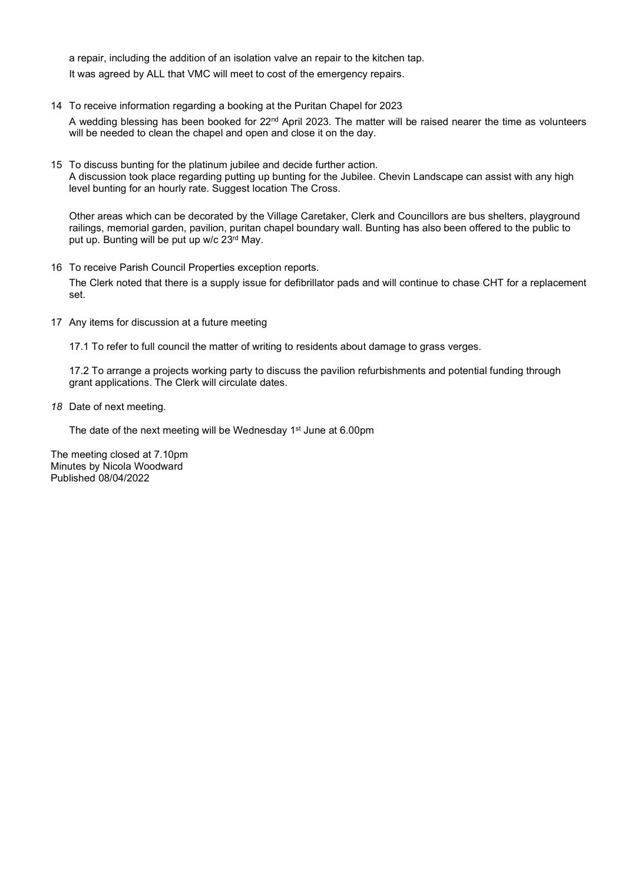a repair, including the addition of an isolation valve an repair to the kitchen tap.

It was agreed by ALL that VMC will meet to cost of the emergency repairs.

14 To receive information regarding a booking at the Puritan Chapel for 2023

A wedding blessing has been booked for 22nd April 2023. The matter will be raised nearer the time as volunteers will be needed to clean the chapel and open and close it on the day.

15 To discuss bunting for the platinum jubilee and decide further action.

A discussion took place regarding putting up bunting for the Jubilee. Chevin Landscape can assist with any high level bunting for an hourly rate. Suggest location The Cross.

Other areas which can be decorated by the Village Caretaker, Clerk and Councillors are bus shelters, playground railings, memorial garden, pavilion, puritan chapel boundary wall. Bunting has also been offered to the public to put up. Bunting will be put up w/c 23rd May.

16 To receive Parish Council Properties exception reports.

The Clerk noted that there is a supply issue for defibrillator pads and will continue to chase CHT for a replacement set.

17 Any items for discussion at a future meeting

17.1 To refer to full council the matter of writing to residents about damage to grass verges.

17.2 To arrange a projects working party to discuss the pavilion refurbishments and potential funding through grant applications. The Clerk will circulate dates.

*18* Date of next meeting.

The date of the next meeting will be Wednesday 1st June at 6.00pm

The meeting closed at 7.10pm
Minutes by Nicola Woodward
Published 08/04/2022